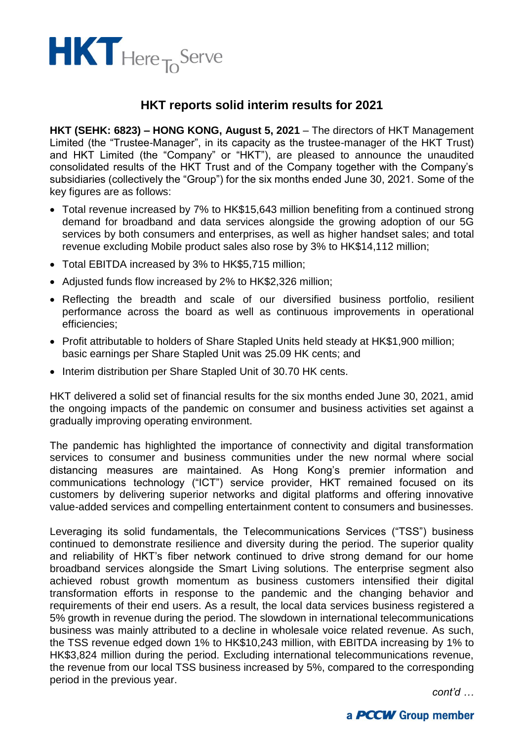# HKT reports solid interim results for 2021

**HKT (SEHK: 6823) – HONG KONG, August 5, 2021** – The directors of HKT Management Limited (the "Trustee-Manager", in its capacity as the trustee-manager of the HKT Trust) and HKT Limited (the "Company" or "HKT"), are pleased to announce the unaudited consolidated results of the HKT Trust and of the Company together with the Company's subsidiaries (collectively the "Group") for the six months ended June 30, 2021. Some of the key figures are as follows:

- Total revenue increased by 7% to HK$15,643 million benefiting from a continued strong demand for broadband and data services alongside the growing adoption of our 5G services by both consumers and enterprises, as well as higher handset sales; and total revenue excluding Mobile product sales also rose by 3% to HK$14,112 million;
- Total EBITDA increased by 3% to HK$5,715 million;
- Adjusted funds flow increased by 2% to HK$2,326 million;
- Reflecting the breadth and scale of our diversified business portfolio, resilient performance across the board as well as continuous improvements in operational efficiencies;
- Profit attributable to holders of Share Stapled Units held steady at HK$1,900 million; basic earnings per Share Stapled Unit was 25.09 HK cents; and
- Interim distribution per Share Stapled Unit of 30.70 HK cents.

HKT delivered a solid set of financial results for the six months ended June 30, 2021, amid the ongoing impacts of the pandemic on consumer and business activities set against a gradually improving operating environment.

The pandemic has highlighted the importance of connectivity and digital transformation services to consumer and business communities under the new normal where social distancing measures are maintained. As Hong Kong's premier information and communications technology ("ICT") service provider, HKT remained focused on its customers by delivering superior networks and digital platforms and offering innovative value-added services and compelling entertainment content to consumers and businesses.

Leveraging its solid fundamentals, the Telecommunications Services ("TSS") business continued to demonstrate resilience and diversity during the period. The superior quality and reliability of HKT's fiber network continued to drive strong demand for our home broadband services alongside the Smart Living solutions. The enterprise segment also achieved robust growth momentum as business customers intensified their digital transformation efforts in response to the pandemic and the changing behavior and requirements of their end users. As a result, the local data services business registered a 5% growth in revenue during the period. The slowdown in international telecommunications business was mainly attributed to a decline in wholesale voice related revenue. As such, the TSS revenue edged down 1% to HK$10,243 million, with EBITDA increasing by 1% to HK$3,824 million during the period. Excluding international telecommunications revenue, the revenue from our local TSS business increased by 5%, compared to the corresponding period in the previous year.

*cont'd …*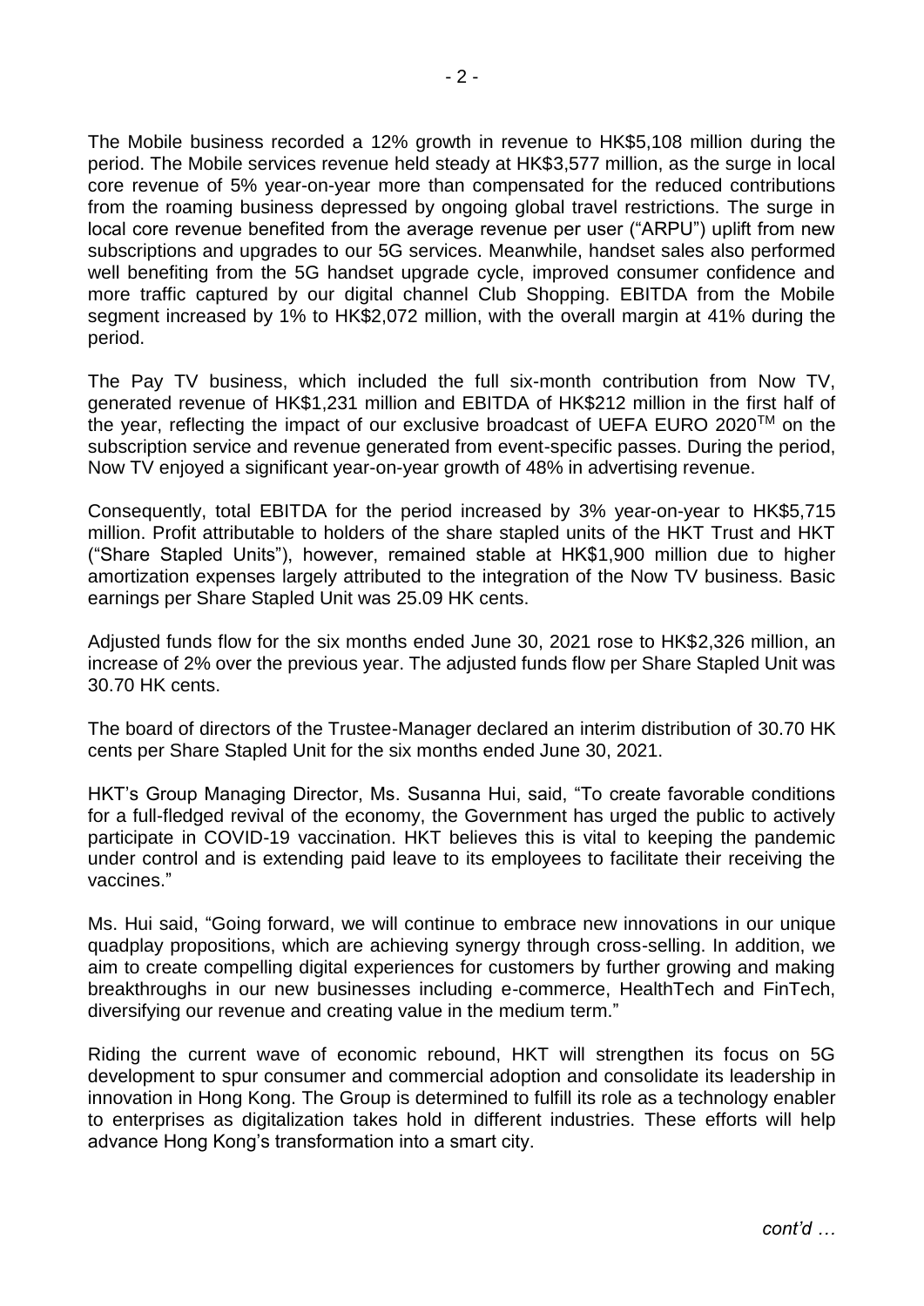The Mobile business recorded a 12% growth in revenue to HK$5,108 million during the period. The Mobile services revenue held steady at HK$3,577 million, as the surge in local core revenue of 5% year-on-year more than compensated for the reduced contributions from the roaming business depressed by ongoing global travel restrictions. The surge in local core revenue benefited from the average revenue per user ("ARPU") uplift from new subscriptions and upgrades to our 5G services. Meanwhile, handset sales also performed well benefiting from the 5G handset upgrade cycle, improved consumer confidence and more traffic captured by our digital channel Club Shopping. EBITDA from the Mobile segment increased by 1% to HK$2,072 million, with the overall margin at 41% during the period.

The Pay TV business, which included the full six-month contribution from Now TV, generated revenue of HK$1,231 million and EBITDA of HK$212 million in the first half of the year, reflecting the impact of our exclusive broadcast of UEFA EURO 2020™ on the subscription service and revenue generated from event-specific passes. During the period, Now TV enjoyed a significant year-on-year growth of 48% in advertising revenue.

Consequently, total EBITDA for the period increased by 3% year-on-year to HK$5,715 million. Profit attributable to holders of the share stapled units of the HKT Trust and HKT ("Share Stapled Units"), however, remained stable at HK$1,900 million due to higher amortization expenses largely attributed to the integration of the Now TV business. Basic earnings per Share Stapled Unit was 25.09 HK cents.

Adjusted funds flow for the six months ended June 30, 2021 rose to HK$2,326 million, an increase of 2% over the previous year. The adjusted funds flow per Share Stapled Unit was 30.70 HK cents.

The board of directors of the Trustee-Manager declared an interim distribution of 30.70 HK cents per Share Stapled Unit for the six months ended June 30, 2021.

HKT's Group Managing Director, Ms. Susanna Hui, said, "To create favorable conditions for a full-fledged revival of the economy, the Government has urged the public to actively participate in COVID-19 vaccination. HKT believes this is vital to keeping the pandemic under control and is extending paid leave to its employees to facilitate their receiving the vaccines."

Ms. Hui said, "Going forward, we will continue to embrace new innovations in our unique quadplay propositions, which are achieving synergy through cross-selling. In addition, we aim to create compelling digital experiences for customers by further growing and making breakthroughs in our new businesses including e-commerce, HealthTech and FinTech, diversifying our revenue and creating value in the medium term."

Riding the current wave of economic rebound, HKT will strengthen its focus on 5G development to spur consumer and commercial adoption and consolidate its leadership in innovation in Hong Kong. The Group is determined to fulfill its role as a technology enabler to enterprises as digitalization takes hold in different industries. These efforts will help advance Hong Kong's transformation into a smart city.

*cont'd …*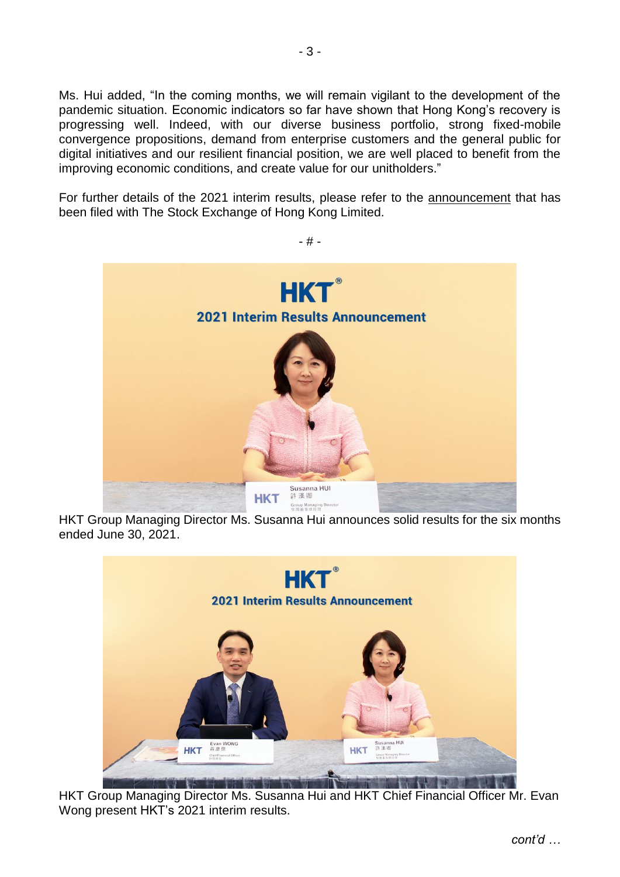Ms. Hui added, "In the coming months, we will remain vigilant to the development of the pandemic situation. Economic indicators so far have shown that Hong Kong's recovery is progressing well. Indeed, with our diverse business portfolio, strong fixed-mobile convergence propositions, demand from enterprise customers and the general public for digital initiatives and our resilient financial position, we are well placed to benefit from the improving economic conditions, and create value for our unitholders."

For further details of the 2021 interim results, please refer to the announcement that has been filed with The Stock Exchange of Hong Kong Limited.

\- # -

HKT Group Managing Director Ms. Susanna Hui announces solid results for the six months ended June 30, 2021.

HKT Group Managing Director Ms. Susanna Hui and HKT Chief Financial Officer Mr. Evan Wong present HKT's 2021 interim results.

*cont'd …*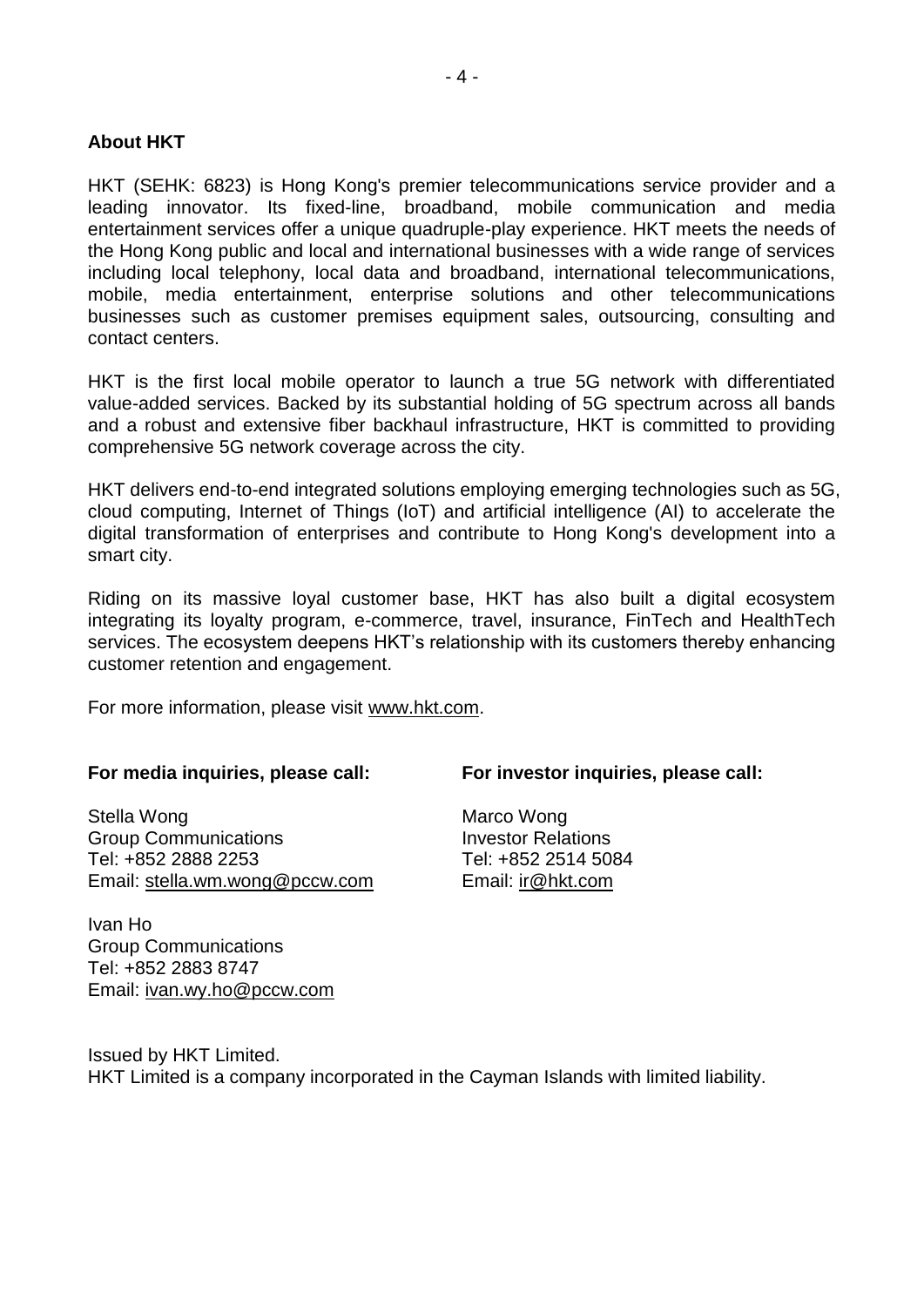**About HKT**

HKT (SEHK: 6823) is Hong Kong's premier telecommunications service provider and a leading innovator. Its fixed-line, broadband, mobile communication and media entertainment services offer a unique quadruple-play experience. HKT meets the needs of the Hong Kong public and local and international businesses with a wide range of services including local telephony, local data and broadband, international telecommunications, mobile, media entertainment, enterprise solutions and other telecommunications businesses such as customer premises equipment sales, outsourcing, consulting and contact centers.

HKT is the first local mobile operator to launch a true 5G network with differentiated value-added services. Backed by its substantial holding of 5G spectrum across all bands and a robust and extensive fiber backhaul infrastructure, HKT is committed to providing comprehensive 5G network coverage across the city.

HKT delivers end-to-end integrated solutions employing emerging technologies such as 5G, cloud computing, Internet of Things (IoT) and artificial intelligence (AI) to accelerate the digital transformation of enterprises and contribute to Hong Kong's development into a smart city.

Riding on its massive loyal customer base, HKT has also built a digital ecosystem integrating its loyalty program, e-commerce, travel, insurance, FinTech and HealthTech services. The ecosystem deepens HKT's relationship with its customers thereby enhancing customer retention and engagement.

For more information, please visit www.hkt.com.

**For media inquiries, please call:**

Stella Wong
Group Communications
Tel: +852 2888 2253
Email: stella.wm.wong@pccw.com

Ivan Ho
Group Communications
Tel: +852 2883 8747
Email: ivan.wy.ho@pccw.com

**For investor inquiries, please call:**

Marco Wong
Investor Relations
Tel: +852 2514 5084
Email: ir@hkt.com

Issued by HKT Limited.
HKT Limited is a company incorporated in the Cayman Islands with limited liability.